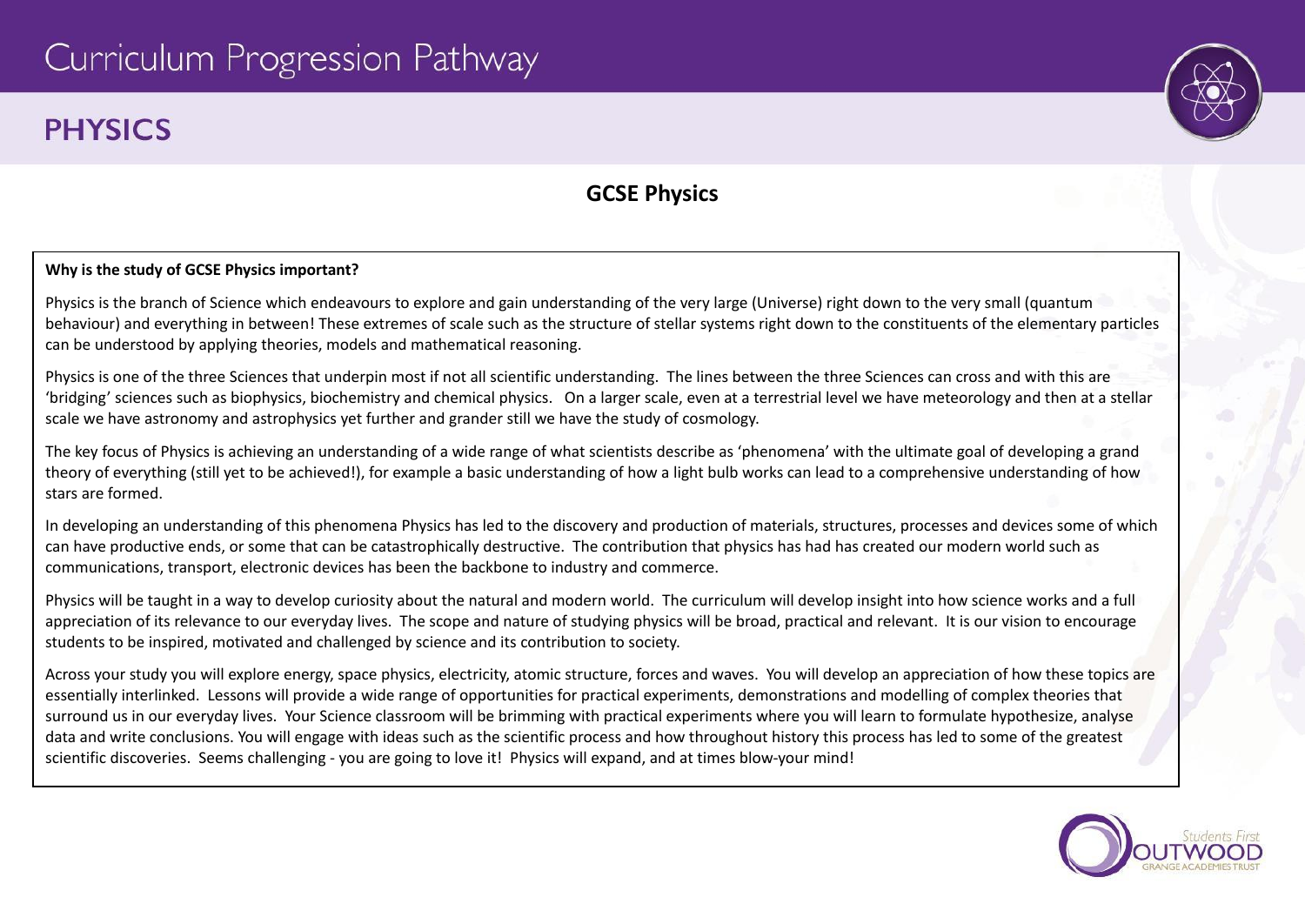# Curriculum Progression Pathway

## PHYSICS

## GCSE Physics

**Why is the study of GCSE Physics important?**

Physics is the branch of Science which endeavours to explore and gain understanding of the very large (Universe) right down to the very small (quantum behaviour) and everything in between! These extremes of scale such as the structure of stellar systems right down to the constituents of the elementary particles can be understood by applying theories, models and mathematical reasoning.

Physics is one of the three Sciences that underpin most if not all scientific understanding. The lines between the three Sciences can cross and with this are 'bridging' sciences such as biophysics, biochemistry and chemical physics. On a larger scale, even at a terrestrial level we have meteorology and then at a stellar scale we have astronomy and astrophysics yet further and grander still we have the study of cosmology.

The key focus of Physics is achieving an understanding of a wide range of what scientists describe as 'phenomena' with the ultimate goal of developing a grand theory of everything (still yet to be achieved!), for example a basic understanding of how a light bulb works can lead to a comprehensive understanding of how stars are formed.

In developing an understanding of this phenomena Physics has led to the discovery and production of materials, structures, processes and devices some of which can have productive ends, or some that can be catastrophically destructive. The contribution that physics has had has created our modern world such as communications, transport, electronic devices has been the backbone to industry and commerce.

Physics will be taught in a way to develop curiosity about the natural and modern world. The curriculum will develop insight into how science works and a full appreciation of its relevance to our everyday lives. The scope and nature of studying physics will be broad, practical and relevant. It is our vision to encourage students to be inspired, motivated and challenged by science and its contribution to society.

Across your study you will explore energy, space physics, electricity, atomic structure, forces and waves. You will develop an appreciation of how these topics are essentially interlinked. Lessons will provide a wide range of opportunities for practical experiments, demonstrations and modelling of complex theories that surround us in our everyday lives. Your Science classroom will be brimming with practical experiments where you will learn to formulate hypothesize, analyse data and write conclusions. You will engage with ideas such as the scientific process and how throughout history this process has led to some of the greatest scientific discoveries. Seems challenging - you are going to love it! Physics will expand, and at times blow-your mind!

Students First
OUTWOOD
GRANGE ACADEMIES TRUST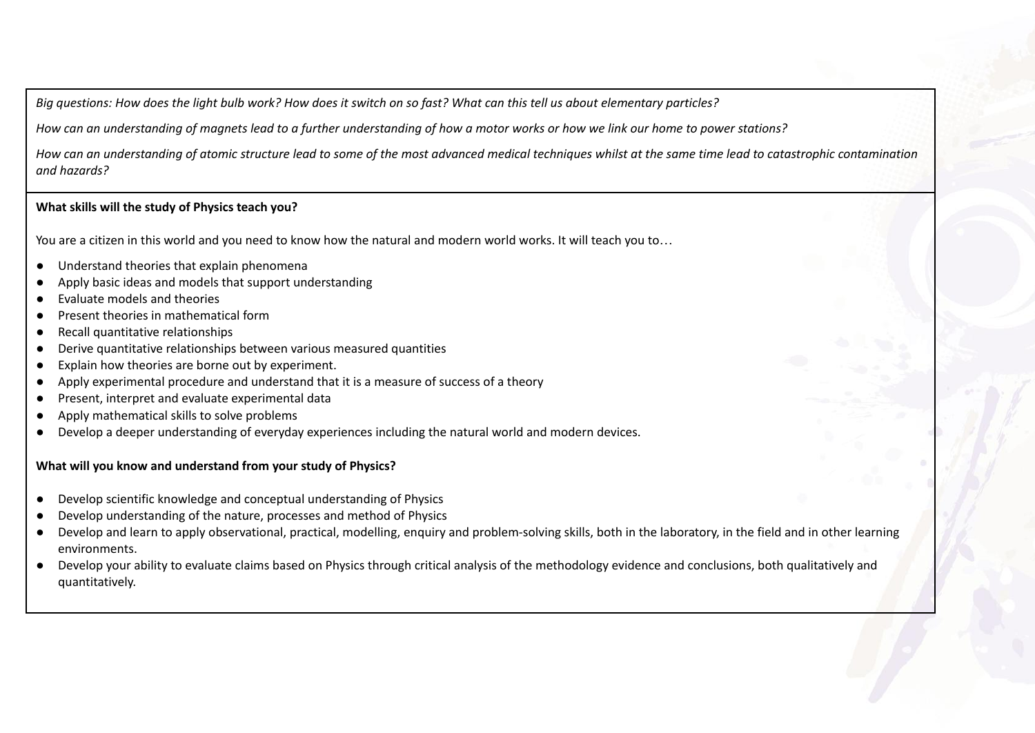*Big questions: How does the light bulb work? How does it switch on so fast? What can this tell us about elementary particles?*

*How can an understanding of magnets lead to a further understanding of how a motor works or how we link our home to power stations?*

*How can an understanding of atomic structure lead to some of the most advanced medical techniques whilst at the same time lead to catastrophic contamination and hazards?*

**What skills will the study of Physics teach you?**

You are a citizen in this world and you need to know how the natural and modern world works. It will teach you to…

- Understand theories that explain phenomena
- Apply basic ideas and models that support understanding
- Evaluate models and theories
- Present theories in mathematical form
- Recall quantitative relationships
- Derive quantitative relationships between various measured quantities
- Explain how theories are borne out by experiment.
- Apply experimental procedure and understand that it is a measure of success of a theory
- Present, interpret and evaluate experimental data
- Apply mathematical skills to solve problems
- Develop a deeper understanding of everyday experiences including the natural world and modern devices.

**What will you know and understand from your study of Physics?**

- Develop scientific knowledge and conceptual understanding of Physics
- Develop understanding of the nature, processes and method of Physics
- Develop and learn to apply observational, practical, modelling, enquiry and problem-solving skills, both in the laboratory, in the field and in other learning environments.
- Develop your ability to evaluate claims based on Physics through critical analysis of the methodology evidence and conclusions, both qualitatively and quantitatively.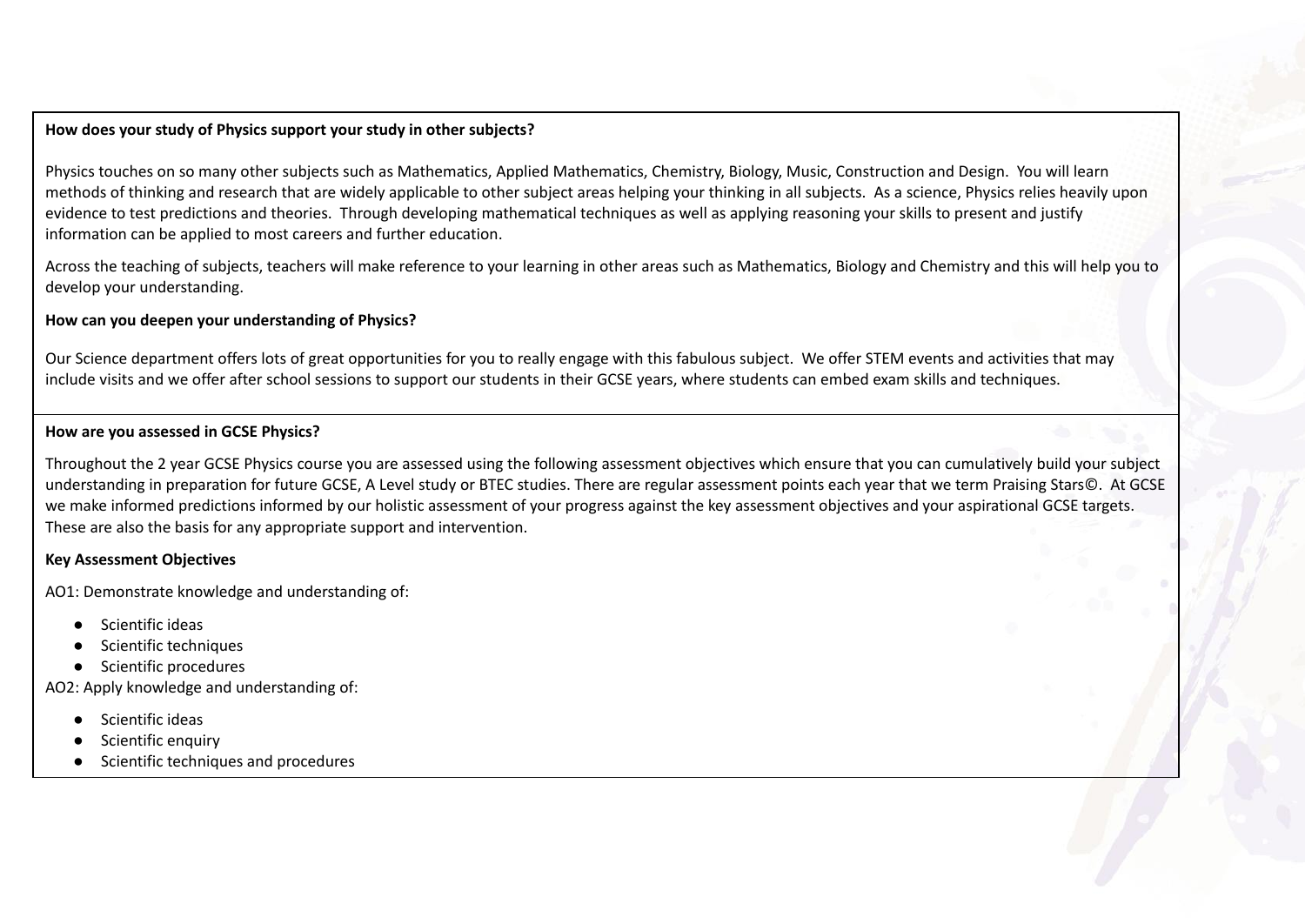**How does your study of Physics support your study in other subjects?**

Physics touches on so many other subjects such as Mathematics, Applied Mathematics, Chemistry, Biology, Music, Construction and Design. You will learn methods of thinking and research that are widely applicable to other subject areas helping your thinking in all subjects. As a science, Physics relies heavily upon evidence to test predictions and theories. Through developing mathematical techniques as well as applying reasoning your skills to present and justify information can be applied to most careers and further education.

Across the teaching of subjects, teachers will make reference to your learning in other areas such as Mathematics, Biology and Chemistry and this will help you to develop your understanding.

**How can you deepen your understanding of Physics?**

Our Science department offers lots of great opportunities for you to really engage with this fabulous subject. We offer STEM events and activities that may include visits and we offer after school sessions to support our students in their GCSE years, where students can embed exam skills and techniques.

**How are you assessed in GCSE Physics?**

Throughout the 2 year GCSE Physics course you are assessed using the following assessment objectives which ensure that you can cumulatively build your subject understanding in preparation for future GCSE, A Level study or BTEC studies. There are regular assessment points each year that we term Praising Stars©. At GCSE we make informed predictions informed by our holistic assessment of your progress against the key assessment objectives and your aspirational GCSE targets. These are also the basis for any appropriate support and intervention.

**Key Assessment Objectives**

AO1: Demonstrate knowledge and understanding of:

- Scientific ideas
- Scientific techniques
- Scientific procedures

AO2: Apply knowledge and understanding of:

- Scientific ideas
- Scientific enquiry
- Scientific techniques and procedures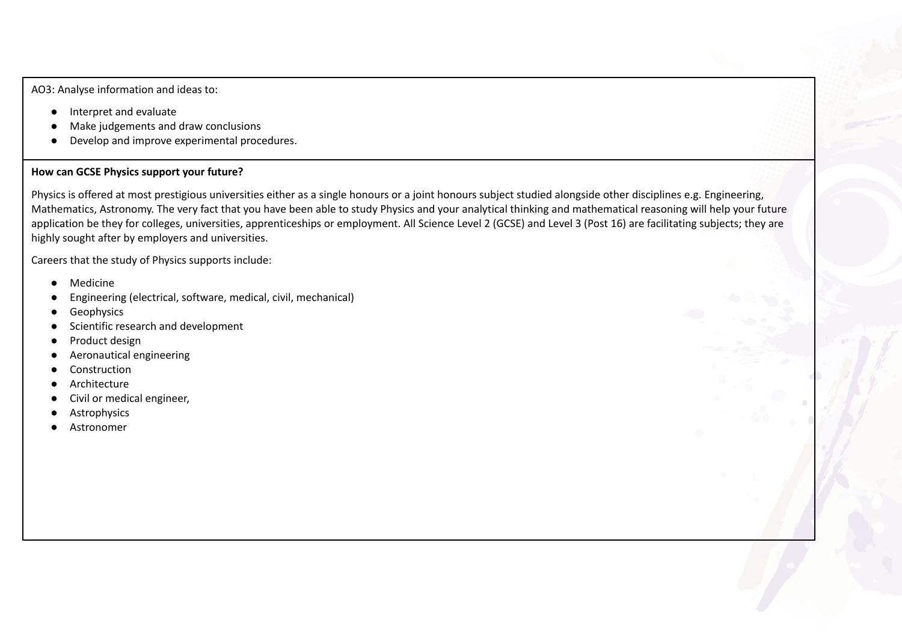AO3: Analyse information and ideas to:

- Interpret and evaluate
- Make judgements and draw conclusions
- Develop and improve experimental procedures.

**How can GCSE Physics support your future?**

Physics is offered at most prestigious universities either as a single honours or a joint honours subject studied alongside other disciplines e.g. Engineering, Mathematics, Astronomy. The very fact that you have been able to study Physics and your analytical thinking and mathematical reasoning will help your future application be they for colleges, universities, apprenticeships or employment. All Science Level 2 (GCSE) and Level 3 (Post 16) are facilitating subjects; they are highly sought after by employers and universities.

Careers that the study of Physics supports include:

- Medicine
- Engineering (electrical, software, medical, civil, mechanical)
- Geophysics
- Scientific research and development
- Product design
- Aeronautical engineering
- Construction
- Architecture
- Civil or medical engineer,
- Astrophysics
- Astronomer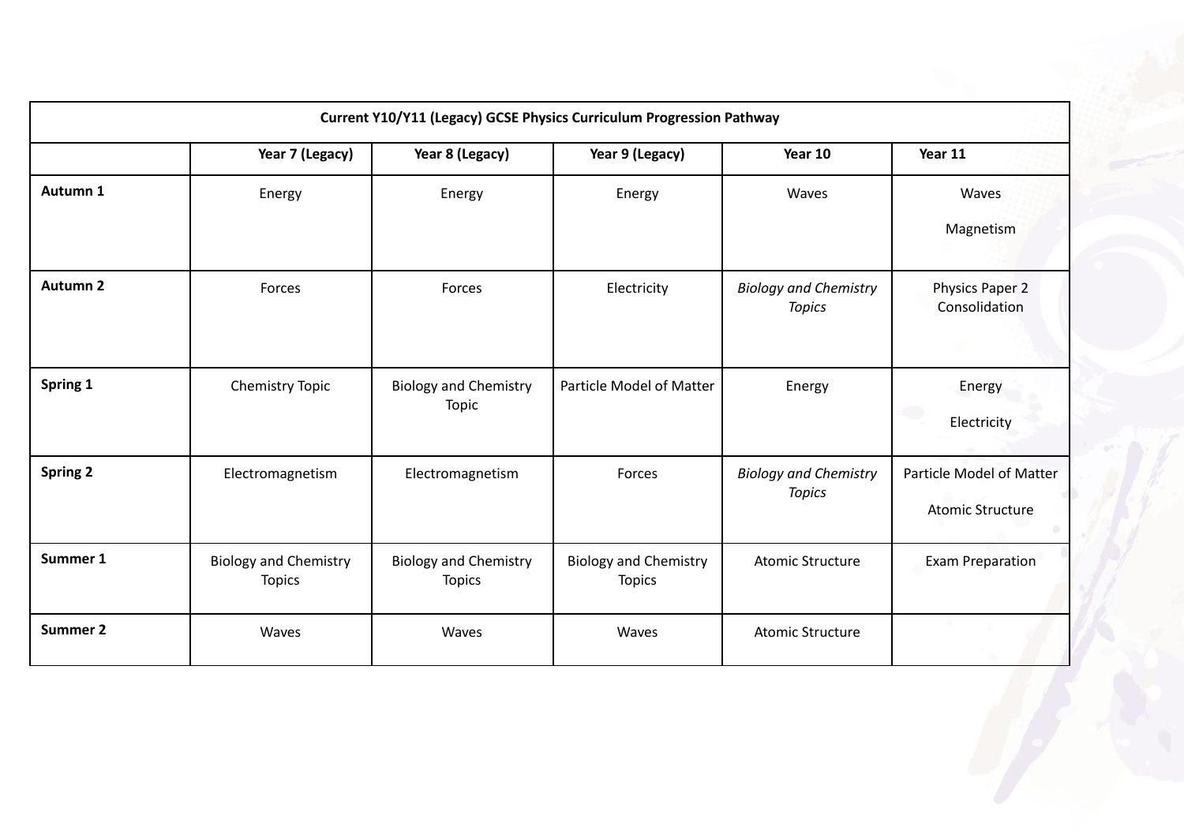| Current Y10/Y11 (Legacy) GCSE Physics Curriculum Progression Pathway | | | | | |
|---|---|---|---|---|---|
| | **Year 7 (Legacy)** | **Year 8 (Legacy)** | **Year 9 (Legacy)** | **Year 10** | **Year 11** |
| **Autumn 1** | Energy | Energy | Energy | Waves | Waves<br><br>Magnetism |
| **Autumn 2** | Forces | Forces | Electricity | *Biology and Chemistry Topics* | Physics Paper 2 Consolidation |
| **Spring 1** | Chemistry Topic | Biology and Chemistry Topic | Particle Model of Matter | Energy | Energy<br><br>Electricity |
| **Spring 2** | Electromagnetism | Electromagnetism | Forces | *Biology and Chemistry Topics* | Particle Model of Matter<br><br>Atomic Structure |
| **Summer 1** | Biology and Chemistry Topics | Biology and Chemistry Topics | Biology and Chemistry Topics | Atomic Structure | Exam Preparation |
| **Summer 2** | Waves | Waves | Waves | Atomic Structure | |